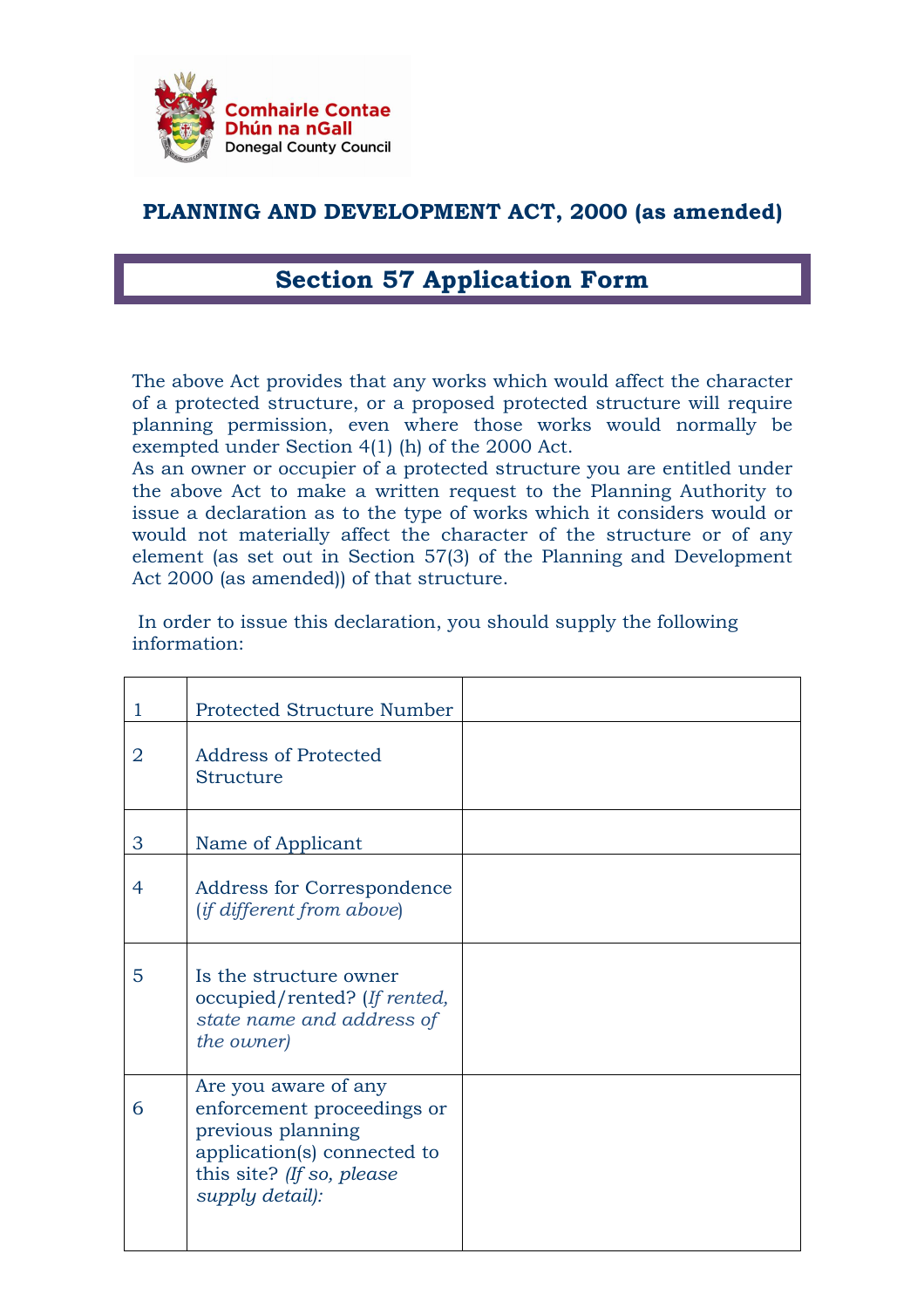Comhairle Contae Dhún na nGall
Donegal County Council

## PLANNING AND DEVELOPMENT ACT, 2000 (as amended)

# Section 57 Application Form

The above Act provides that any works which would affect the character of a protected structure, or a proposed protected structure will require planning permission, even where those works would normally be exempted under Section 4(1) (h) of the 2000 Act.
As an owner or occupier of a protected structure you are entitled under the above Act to make a written request to the Planning Authority to issue a declaration as to the type of works which it considers would or would not materially affect the character of the structure or of any element (as set out in Section 57(3) of the Planning and Development Act 2000 (as amended)) of that structure.

In order to issue this declaration, you should supply the following information:

| | | |
|---|---|---|
| 1 | Protected Structure Number | |
| 2 | Address of Protected Structure | |
| 3 | Name of Applicant | |
| 4 | Address for Correspondence (*if different from above*) | |
| 5 | Is the structure owner occupied/rented? (*If rented, state name and address of the owner)* | |
| 6 | Are you aware of any enforcement proceedings or previous planning application(s) connected to this site? *(If so, please supply detail):* | |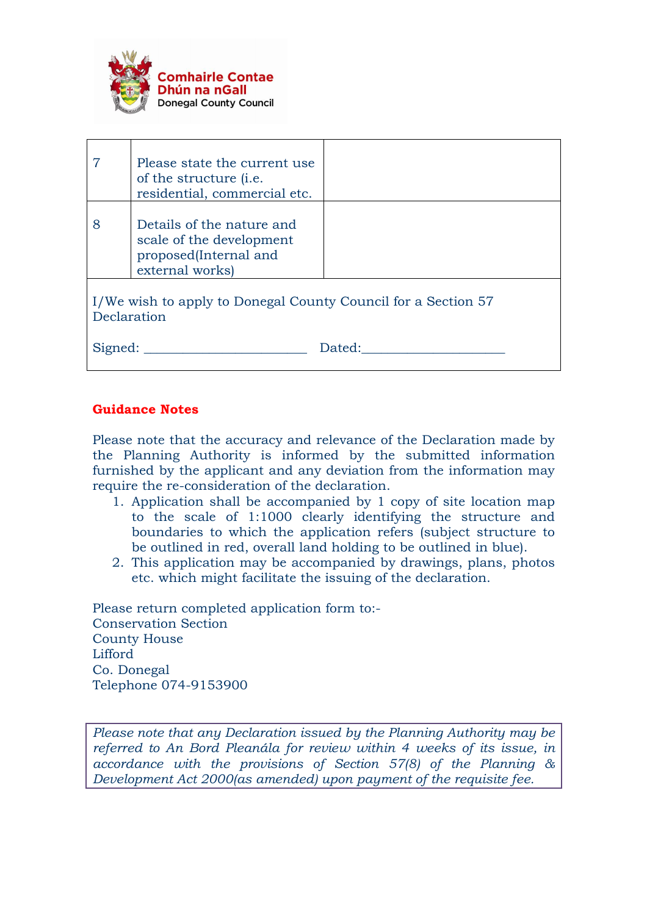Comhairle Contae Dhún na nGall
Donegal County Council

| | | |
|---|---|---|
| 7 | Please state the current use of the structure (i.e. residential, commercial etc. | |
| 8 | Details of the nature and scale of the development proposed(Internal and external works) | |

I/We wish to apply to Donegal County Council for a Section 57 Declaration

Signed: ______________________ Dated:____________________

**Guidance Notes**

Please note that the accuracy and relevance of the Declaration made by the Planning Authority is informed by the submitted information furnished by the applicant and any deviation from the information may require the re-consideration of the declaration.

1. Application shall be accompanied by 1 copy of site location map to the scale of 1:1000 clearly identifying the structure and boundaries to which the application refers (subject structure to be outlined in red, overall land holding to be outlined in blue).
2. This application may be accompanied by drawings, plans, photos etc. which might facilitate the issuing of the declaration.

Please return completed application form to:-
Conservation Section
County House
Lifford
Co. Donegal
Telephone 074-9153900

*Please note that any Declaration issued by the Planning Authority may be referred to An Bord Pleanála for review within 4 weeks of its issue, in accordance with the provisions of Section 57(8) of the Planning & Development Act 2000(as amended) upon payment of the requisite fee.*